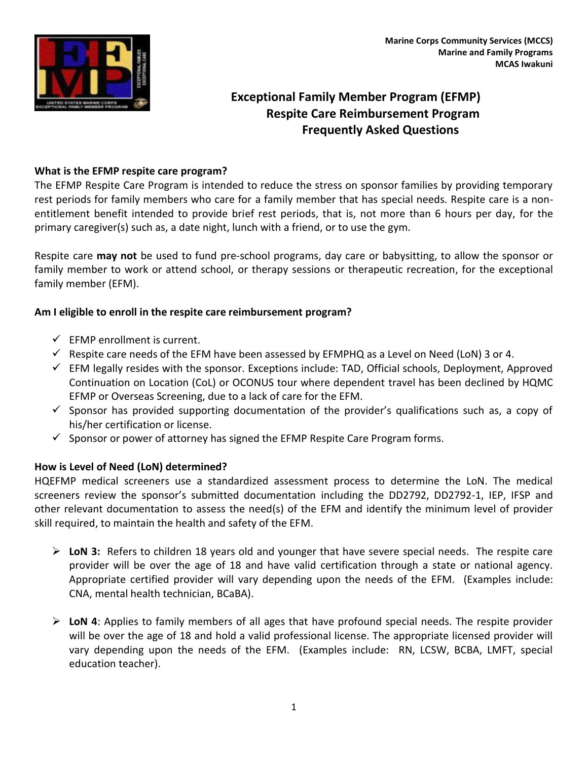Marine Corps Community Services (MCCS)
Marine and Family Programs
MCAS Iwakuni

# Exceptional Family Member Program (EFMP) Respite Care Reimbursement Program Frequently Asked Questions

### What is the EFMP respite care program?

The EFMP Respite Care Program is intended to reduce the stress on sponsor families by providing temporary rest periods for family members who care for a family member that has special needs. Respite care is a non-entitlement benefit intended to provide brief rest periods, that is, not more than 6 hours per day, for the primary caregiver(s) such as, a date night, lunch with a friend, or to use the gym.

Respite care **may not** be used to fund pre-school programs, day care or babysitting, to allow the sponsor or family member to work or attend school, or therapy sessions or therapeutic recreation, for the exceptional family member (EFM).

### Am I eligible to enroll in the respite care reimbursement program?

- ✓ EFMP enrollment is current.
- ✓ Respite care needs of the EFM have been assessed by EFMPHQ as a Level on Need (LoN) 3 or 4.
- ✓ EFM legally resides with the sponsor. Exceptions include: TAD, Official schools, Deployment, Approved Continuation on Location (CoL) or OCONUS tour where dependent travel has been declined by HQMC EFMP or Overseas Screening, due to a lack of care for the EFM.
- ✓ Sponsor has provided supporting documentation of the provider's qualifications such as, a copy of his/her certification or license.
- ✓ Sponsor or power of attorney has signed the EFMP Respite Care Program forms.

### How is Level of Need (LoN) determined?

HQEFMP medical screeners use a standardized assessment process to determine the LoN. The medical screeners review the sponsor's submitted documentation including the DD2792, DD2792-1, IEP, IFSP and other relevant documentation to assess the need(s) of the EFM and identify the minimum level of provider skill required, to maintain the health and safety of the EFM.

- **LoN 3:** Refers to children 18 years old and younger that have severe special needs. The respite care provider will be over the age of 18 and have valid certification through a state or national agency. Appropriate certified provider will vary depending upon the needs of the EFM. (Examples include: CNA, mental health technician, BCaBA).
- **LoN 4**: Applies to family members of all ages that have profound special needs. The respite provider will be over the age of 18 and hold a valid professional license. The appropriate licensed provider will vary depending upon the needs of the EFM. (Examples include: RN, LCSW, BCBA, LMFT, special education teacher).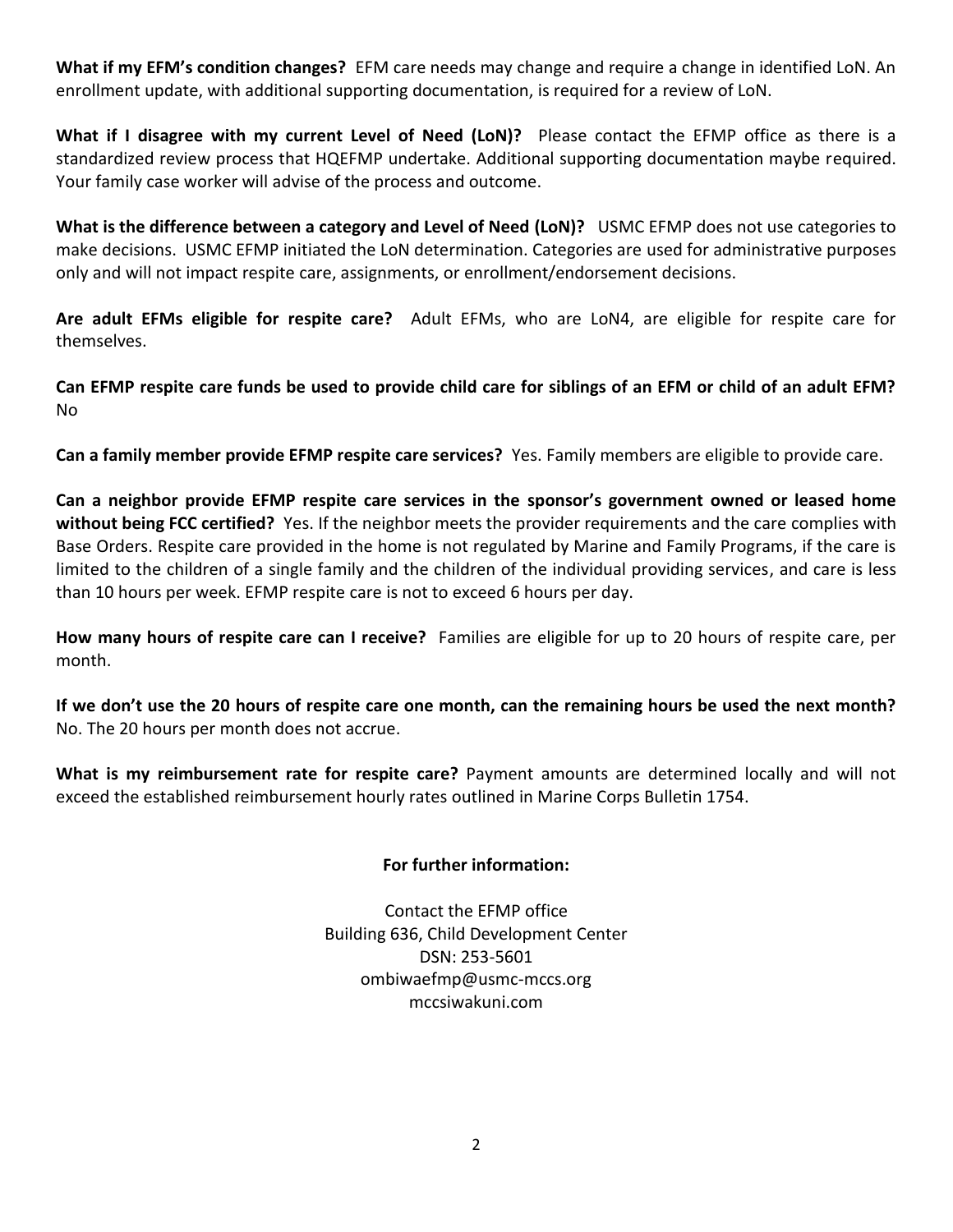**What if my EFM's condition changes?** EFM care needs may change and require a change in identified LoN. An enrollment update, with additional supporting documentation, is required for a review of LoN.

**What if I disagree with my current Level of Need (LoN)?** Please contact the EFMP office as there is a standardized review process that HQEFMP undertake. Additional supporting documentation maybe required. Your family case worker will advise of the process and outcome.

**What is the difference between a category and Level of Need (LoN)?** USMC EFMP does not use categories to make decisions. USMC EFMP initiated the LoN determination. Categories are used for administrative purposes only and will not impact respite care, assignments, or enrollment/endorsement decisions.

**Are adult EFMs eligible for respite care?** Adult EFMs, who are LoN4, are eligible for respite care for themselves.

**Can EFMP respite care funds be used to provide child care for siblings of an EFM or child of an adult EFM?** No

**Can a family member provide EFMP respite care services?** Yes. Family members are eligible to provide care.

**Can a neighbor provide EFMP respite care services in the sponsor's government owned or leased home without being FCC certified?** Yes. If the neighbor meets the provider requirements and the care complies with Base Orders. Respite care provided in the home is not regulated by Marine and Family Programs, if the care is limited to the children of a single family and the children of the individual providing services, and care is less than 10 hours per week. EFMP respite care is not to exceed 6 hours per day.

**How many hours of respite care can I receive?** Families are eligible for up to 20 hours of respite care, per month.

**If we don't use the 20 hours of respite care one month, can the remaining hours be used the next month?** No. The 20 hours per month does not accrue.

**What is my reimbursement rate for respite care?** Payment amounts are determined locally and will not exceed the established reimbursement hourly rates outlined in Marine Corps Bulletin 1754.

**For further information:**

Contact the EFMP office
Building 636, Child Development Center
DSN: 253-5601
ombiwaefmp@usmc-mccs.org
mccsiwakuni.com